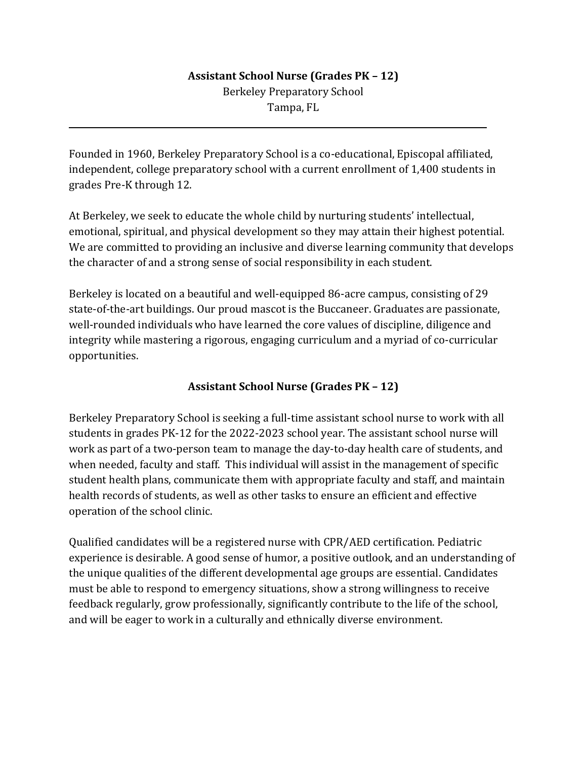# Assistant School Nurse (Grades PK – 12)

Berkeley Preparatory School
Tampa, FL

---

Founded in 1960, Berkeley Preparatory School is a co-educational, Episcopal affiliated, independent, college preparatory school with a current enrollment of 1,400 students in grades Pre-K through 12.

At Berkeley, we seek to educate the whole child by nurturing students' intellectual, emotional, spiritual, and physical development so they may attain their highest potential. We are committed to providing an inclusive and diverse learning community that develops the character of and a strong sense of social responsibility in each student.

Berkeley is located on a beautiful and well-equipped 86-acre campus, consisting of 29 state-of-the-art buildings. Our proud mascot is the Buccaneer. Graduates are passionate, well-rounded individuals who have learned the core values of discipline, diligence and integrity while mastering a rigorous, engaging curriculum and a myriad of co-curricular opportunities.

## Assistant School Nurse (Grades PK – 12)

Berkeley Preparatory School is seeking a full-time assistant school nurse to work with all students in grades PK-12 for the 2022-2023 school year. The assistant school nurse will work as part of a two-person team to manage the day-to-day health care of students, and when needed, faculty and staff. This individual will assist in the management of specific student health plans, communicate them with appropriate faculty and staff, and maintain health records of students, as well as other tasks to ensure an efficient and effective operation of the school clinic.

Qualified candidates will be a registered nurse with CPR/AED certification. Pediatric experience is desirable. A good sense of humor, a positive outlook, and an understanding of the unique qualities of the different developmental age groups are essential. Candidates must be able to respond to emergency situations, show a strong willingness to receive feedback regularly, grow professionally, significantly contribute to the life of the school, and will be eager to work in a culturally and ethnically diverse environment.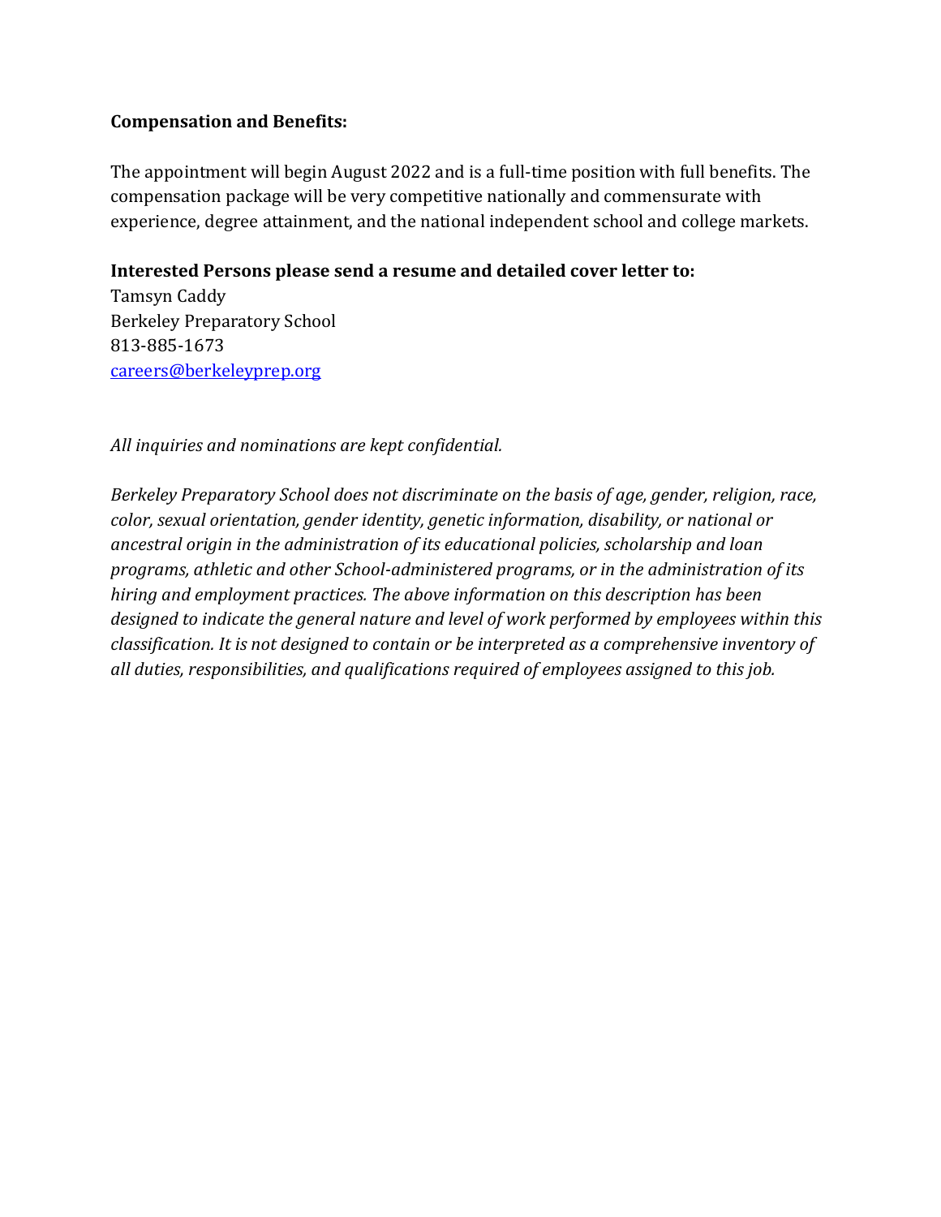**Compensation and Benefits:**

The appointment will begin August 2022 and is a full-time position with full benefits. The compensation package will be very competitive nationally and commensurate with experience, degree attainment, and the national independent school and college markets.

**Interested Persons please send a resume and detailed cover letter to:**

Tamsyn Caddy
Berkeley Preparatory School
813-885-1673
careers@berkeleyprep.org

*All inquiries and nominations are kept confidential.*

*Berkeley Preparatory School does not discriminate on the basis of age, gender, religion, race, color, sexual orientation, gender identity, genetic information, disability, or national or ancestral origin in the administration of its educational policies, scholarship and loan programs, athletic and other School-administered programs, or in the administration of its hiring and employment practices. The above information on this description has been designed to indicate the general nature and level of work performed by employees within this classification. It is not designed to contain or be interpreted as a comprehensive inventory of all duties, responsibilities, and qualifications required of employees assigned to this job.*